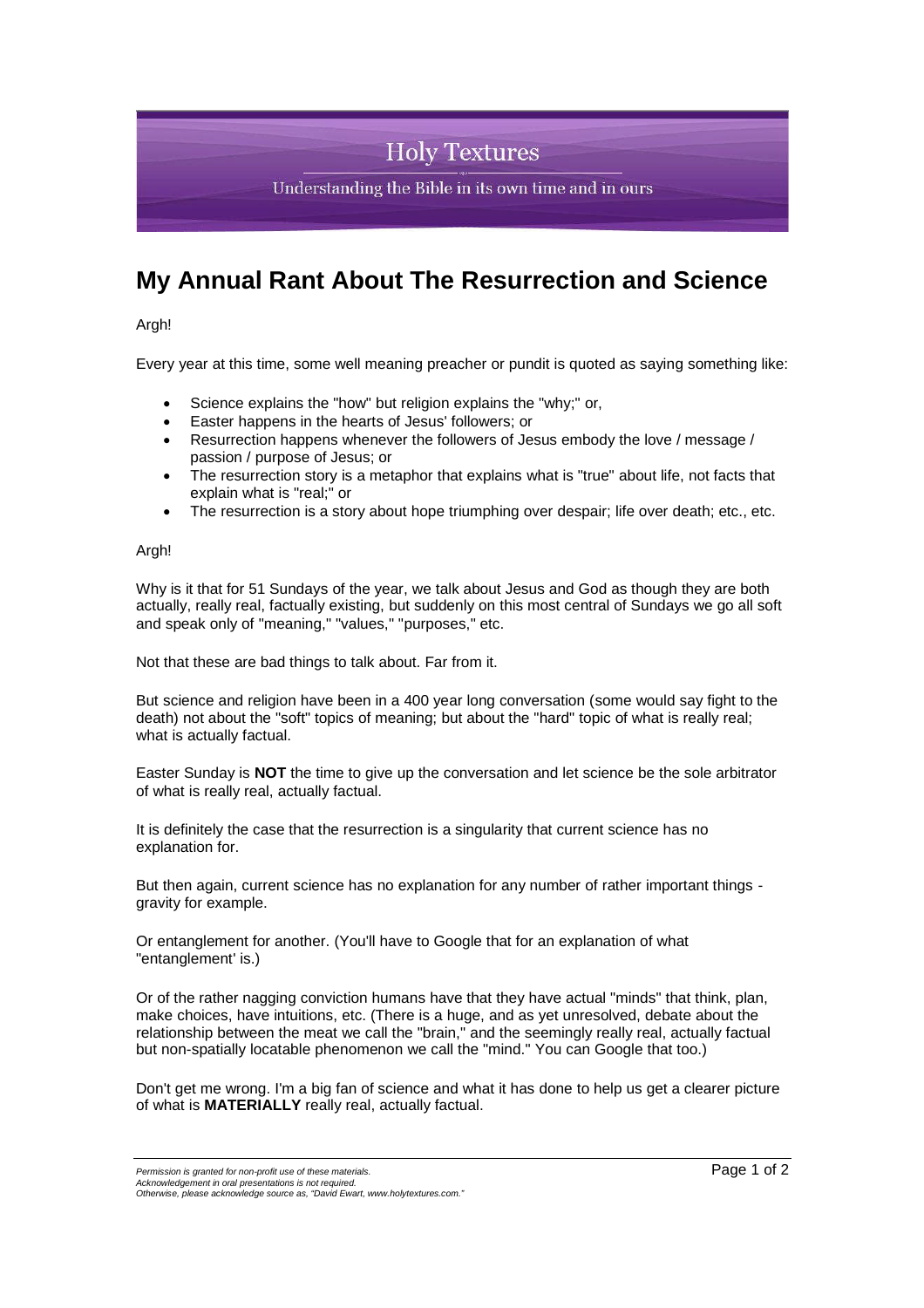Holy Textures

Understanding the Bible in its own time and in ours

# My Annual Rant About The Resurrection and Science

Argh!

Every year at this time, some well meaning preacher or pundit is quoted as saying something like:

- Science explains the "how" but religion explains the "why;" or,
- Easter happens in the hearts of Jesus' followers; or
- Resurrection happens whenever the followers of Jesus embody the love / message / passion / purpose of Jesus; or
- The resurrection story is a metaphor that explains what is "true" about life, not facts that explain what is "real;" or
- The resurrection is a story about hope triumphing over despair; life over death; etc., etc.

Argh!

Why is it that for 51 Sundays of the year, we talk about Jesus and God as though they are both actually, really real, factually existing, but suddenly on this most central of Sundays we go all soft and speak only of "meaning," "values," "purposes," etc.

Not that these are bad things to talk about. Far from it.

But science and religion have been in a 400 year long conversation (some would say fight to the death) not about the "soft" topics of meaning; but about the "hard" topic of what is really real; what is actually factual.

Easter Sunday is **NOT** the time to give up the conversation and let science be the sole arbitrator of what is really real, actually factual.

It is definitely the case that the resurrection is a singularity that current science has no explanation for.

But then again, current science has no explanation for any number of rather important things - gravity for example.

Or entanglement for another. (You'll have to Google that for an explanation of what "entanglement' is.)

Or of the rather nagging conviction humans have that they have actual "minds" that think, plan, make choices, have intuitions, etc. (There is a huge, and as yet unresolved, debate about the relationship between the meat we call the "brain," and the seemingly really real, actually factual but non-spatially locatable phenomenon we call the "mind." You can Google that too.)

Don't get me wrong. I'm a big fan of science and what it has done to help us get a clearer picture of what is **MATERIALLY** really real, actually factual.

*Permission is granted for non-profit use of these materials.*
*Acknowledgement in oral presentations is not required.*
*Otherwise, please acknowledge source as, "David Ewart, www.holytextures.com."*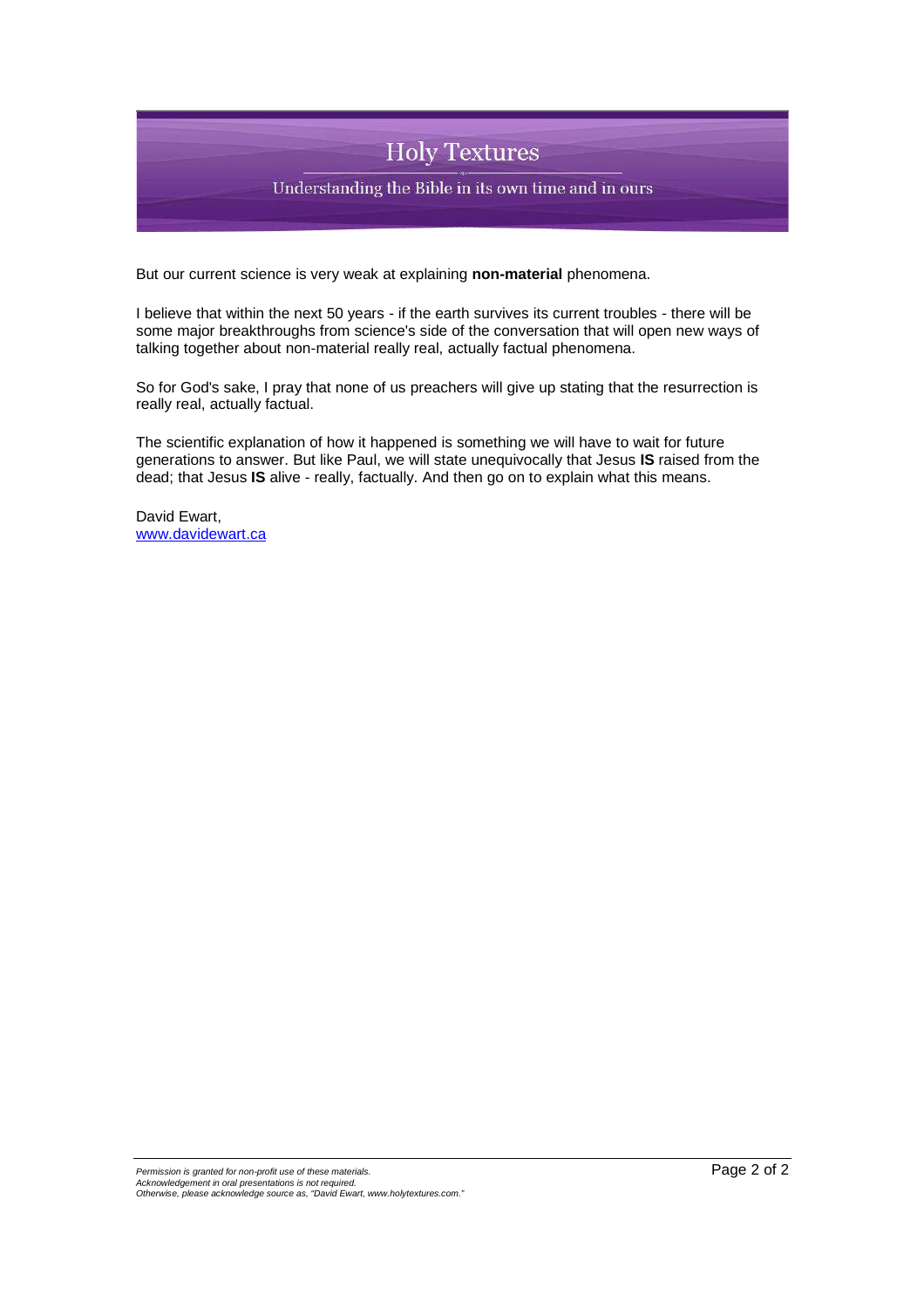But our current science is very weak at explaining **non-material** phenomena.

I believe that within the next 50 years - if the earth survives its current troubles - there will be some major breakthroughs from science's side of the conversation that will open new ways of talking together about non-material really real, actually factual phenomena.

So for God's sake, I pray that none of us preachers will give up stating that the resurrection is really real, actually factual.

The scientific explanation of how it happened is something we will have to wait for future generations to answer. But like Paul, we will state unequivocally that Jesus **IS** raised from the dead; that Jesus **IS** alive - really, factually. And then go on to explain what this means.

David Ewart,
[www.davidewart.ca](http://www.davidewart.ca)